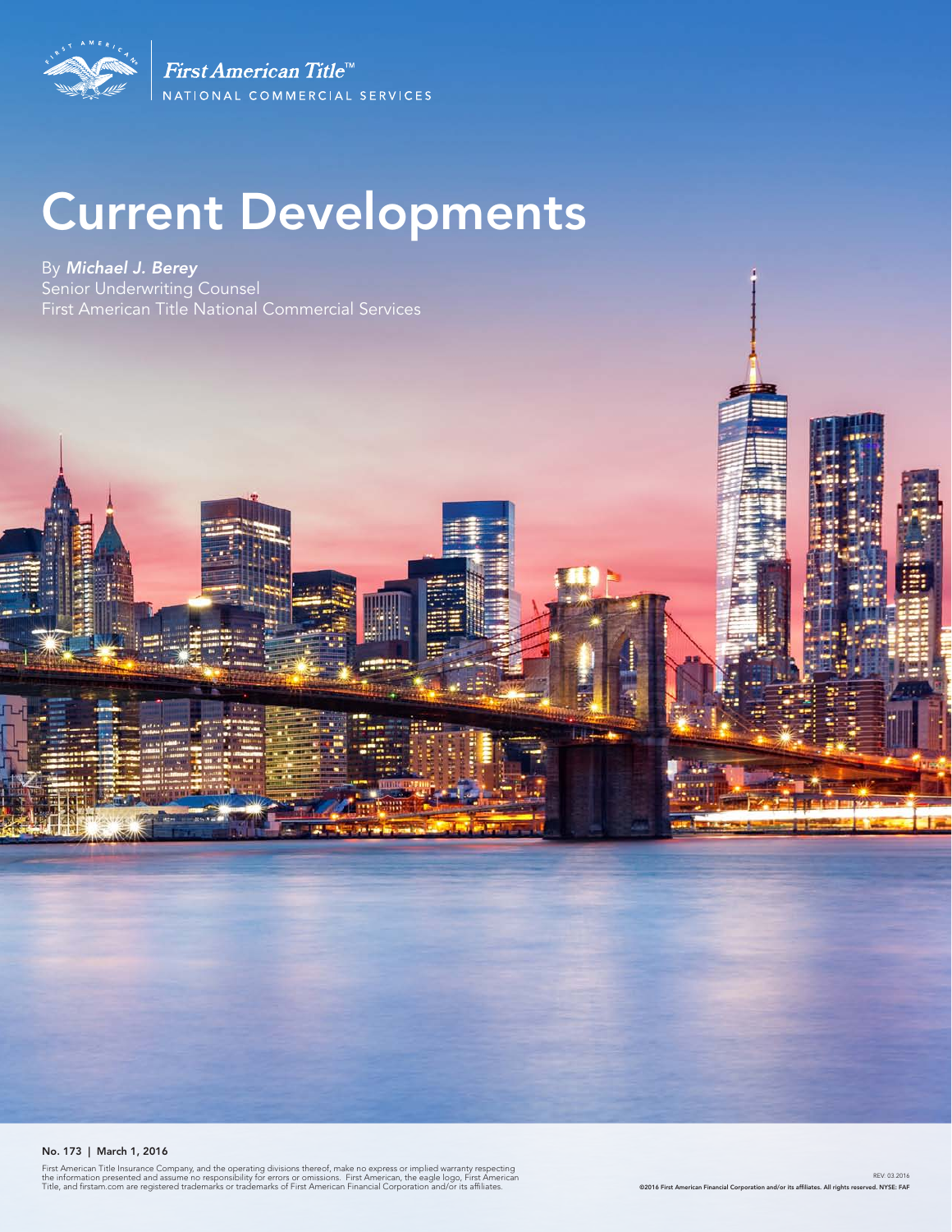First American Title™

NATIONAL COMMERCIAL SERVICES

# Current Developments

By ***Michael J. Berey***

Senior Underwriting Counsel

First American Title National Commercial Services

**No. 173 | March 1, 2016**

First American Title Insurance Company, and the operating divisions thereof, make no express or implied warranty respecting the information presented and assume no responsibility for errors or omissions. First American, the eagle logo, First American Title, and firstam.com are registered trademarks or trademarks of First American Financial Corporation and/or its affiliates.

REV. 03.2016

**©2016 First American Financial Corporation and/or its affiliates. All rights reserved. NYSE: FAF**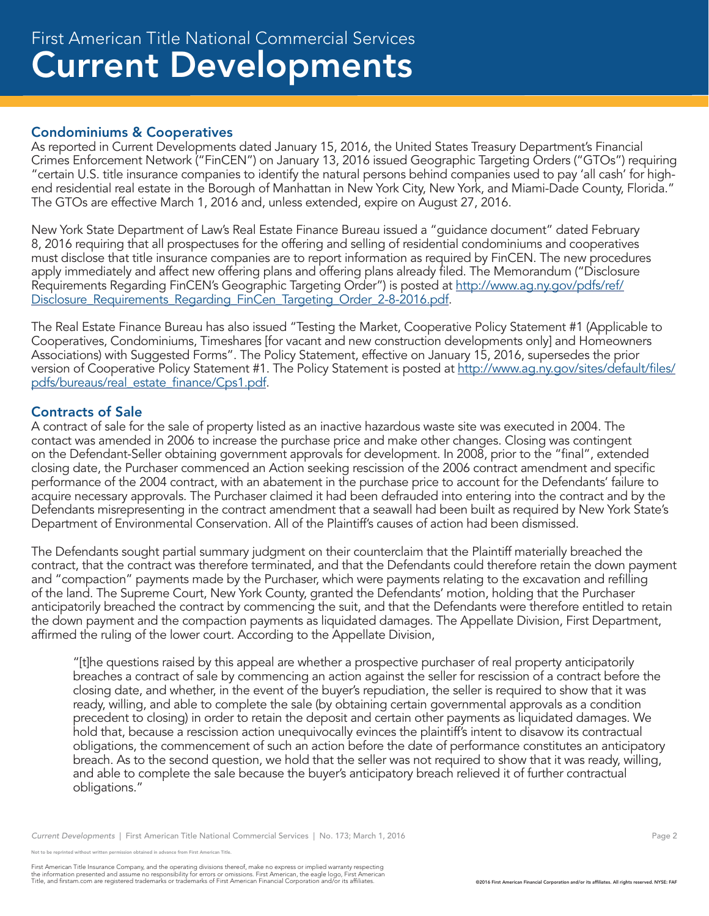## Condominiums & Cooperatives

As reported in Current Developments dated January 15, 2016, the United States Treasury Department's Financial Crimes Enforcement Network ("FinCEN") on January 13, 2016 issued Geographic Targeting Orders ("GTOs") requiring "certain U.S. title insurance companies to identify the natural persons behind companies used to pay 'all cash' for high-end residential real estate in the Borough of Manhattan in New York City, New York, and Miami-Dade County, Florida." The GTOs are effective March 1, 2016 and, unless extended, expire on August 27, 2016.

New York State Department of Law's Real Estate Finance Bureau issued a "guidance document" dated February 8, 2016 requiring that all prospectuses for the offering and selling of residential condominiums and cooperatives must disclose that title insurance companies are to report information as required by FinCEN. The new procedures apply immediately and affect new offering plans and offering plans already filed. The Memorandum ("Disclosure Requirements Regarding FinCEN's Geographic Targeting Order") is posted at [http://www.ag.ny.gov/pdfs/ref/Disclosure_Requirements_Regarding_FinCen_Targeting_Order_2-8-2016.pdf](http://www.ag.ny.gov/pdfs/ref/Disclosure_Requirements_Regarding_FinCen_Targeting_Order_2-8-2016.pdf).

The Real Estate Finance Bureau has also issued "Testing the Market, Cooperative Policy Statement #1 (Applicable to Cooperatives, Condominiums, Timeshares [for vacant and new construction developments only] and Homeowners Associations) with Suggested Forms". The Policy Statement, effective on January 15, 2016, supersedes the prior version of Cooperative Policy Statement #1. The Policy Statement is posted at [http://www.ag.ny.gov/sites/default/files/pdfs/bureaus/real_estate_finance/Cps1.pdf](http://www.ag.ny.gov/sites/default/files/pdfs/bureaus/real_estate_finance/Cps1.pdf).

## Contracts of Sale

A contract of sale for the sale of property listed as an inactive hazardous waste site was executed in 2004. The contact was amended in 2006 to increase the purchase price and make other changes. Closing was contingent on the Defendant-Seller obtaining government approvals for development. In 2008, prior to the "final", extended closing date, the Purchaser commenced an Action seeking rescission of the 2006 contract amendment and specific performance of the 2004 contract, with an abatement in the purchase price to account for the Defendants' failure to acquire necessary approvals. The Purchaser claimed it had been defrauded into entering into the contract and by the Defendants misrepresenting in the contract amendment that a seawall had been built as required by New York State's Department of Environmental Conservation. All of the Plaintiff's causes of action had been dismissed.

The Defendants sought partial summary judgment on their counterclaim that the Plaintiff materially breached the contract, that the contract was therefore terminated, and that the Defendants could therefore retain the down payment and "compaction" payments made by the Purchaser, which were payments relating to the excavation and refilling of the land. The Supreme Court, New York County, granted the Defendants' motion, holding that the Purchaser anticipatorily breached the contract by commencing the suit, and that the Defendants were therefore entitled to retain the down payment and the compaction payments as liquidated damages. The Appellate Division, First Department, affirmed the ruling of the lower court. According to the Appellate Division,

> "[t]he questions raised by this appeal are whether a prospective purchaser of real property anticipatorily breaches a contract of sale by commencing an action against the seller for rescission of a contract before the closing date, and whether, in the event of the buyer's repudiation, the seller is required to show that it was ready, willing, and able to complete the sale (by obtaining certain governmental approvals as a condition precedent to closing) in order to retain the deposit and certain other payments as liquidated damages. We hold that, because a rescission action unequivocally evinces the plaintiff's intent to disavow its contractual obligations, the commencement of such an action before the date of performance constitutes an anticipatory breach. As to the second question, we hold that the seller was not required to show that it was ready, willing, and able to complete the sale because the buyer's anticipatory breach relieved it of further contractual obligations."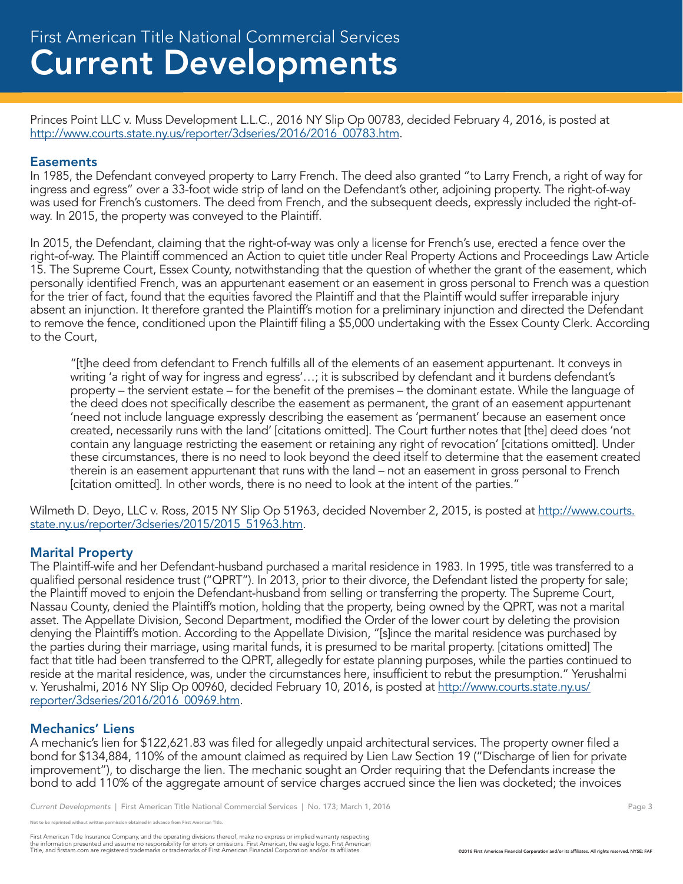Princes Point LLC v. Muss Development L.L.C., 2016 NY Slip Op 00783, decided February 4, 2016, is posted at http://www.courts.state.ny.us/reporter/3dseries/2016/2016_00783.htm.

## Easements

In 1985, the Defendant conveyed property to Larry French. The deed also granted "to Larry French, a right of way for ingress and egress" over a 33-foot wide strip of land on the Defendant's other, adjoining property. The right-of-way was used for French's customers. The deed from French, and the subsequent deeds, expressly included the right-of-way. In 2015, the property was conveyed to the Plaintiff.

In 2015, the Defendant, claiming that the right-of-way was only a license for French's use, erected a fence over the right-of-way. The Plaintiff commenced an Action to quiet title under Real Property Actions and Proceedings Law Article 15. The Supreme Court, Essex County, notwithstanding that the question of whether the grant of the easement, which personally identified French, was an appurtenant easement or an easement in gross personal to French was a question for the trier of fact, found that the equities favored the Plaintiff and that the Plaintiff would suffer irreparable injury absent an injunction. It therefore granted the Plaintiff's motion for a preliminary injunction and directed the Defendant to remove the fence, conditioned upon the Plaintiff filing a $5,000 undertaking with the Essex County Clerk. According to the Court,

> "[t]he deed from defendant to French fulfills all of the elements of an easement appurtenant. It conveys in writing 'a right of way for ingress and egress'…; it is subscribed by defendant and it burdens defendant's property – the servient estate – for the benefit of the premises – the dominant estate. While the language of the deed does not specifically describe the easement as permanent, the grant of an easement appurtenant 'need not include language expressly describing the easement as 'permanent' because an easement once created, necessarily runs with the land' [citations omitted]. The Court further notes that [the] deed does 'not contain any language restricting the easement or retaining any right of revocation' [citations omitted]. Under these circumstances, there is no need to look beyond the deed itself to determine that the easement created therein is an easement appurtenant that runs with the land – not an easement in gross personal to French [citation omitted]. In other words, there is no need to look at the intent of the parties."

Wilmeth D. Deyo, LLC v. Ross, 2015 NY Slip Op 51963, decided November 2, 2015, is posted at http://www.courts.state.ny.us/reporter/3dseries/2015/2015_51963.htm.

## Marital Property

The Plaintiff-wife and her Defendant-husband purchased a marital residence in 1983. In 1995, title was transferred to a qualified personal residence trust ("QPRT"). In 2013, prior to their divorce, the Defendant listed the property for sale; the Plaintiff moved to enjoin the Defendant-husband from selling or transferring the property. The Supreme Court, Nassau County, denied the Plaintiff's motion, holding that the property, being owned by the QPRT, was not a marital asset. The Appellate Division, Second Department, modified the Order of the lower court by deleting the provision denying the Plaintiff's motion. According to the Appellate Division, "[s]ince the marital residence was purchased by the parties during their marriage, using marital funds, it is presumed to be marital property. [citations omitted] The fact that title had been transferred to the QPRT, allegedly for estate planning purposes, while the parties continued to reside at the marital residence, was, under the circumstances here, insufficient to rebut the presumption." Yerushalmi v. Yerushalmi, 2016 NY Slip Op 00960, decided February 10, 2016, is posted at http://www.courts.state.ny.us/reporter/3dseries/2016/2016_00969.htm.

## Mechanics' Liens

A mechanic's lien for $122,621.83 was filed for allegedly unpaid architectural services. The property owner filed a bond for $134,884, 110% of the amount claimed as required by Lien Law Section 19 ("Discharge of lien for private improvement"), to discharge the lien. The mechanic sought an Order requiring that the Defendants increase the bond to add 110% of the aggregate amount of service charges accrued since the lien was docketed; the invoices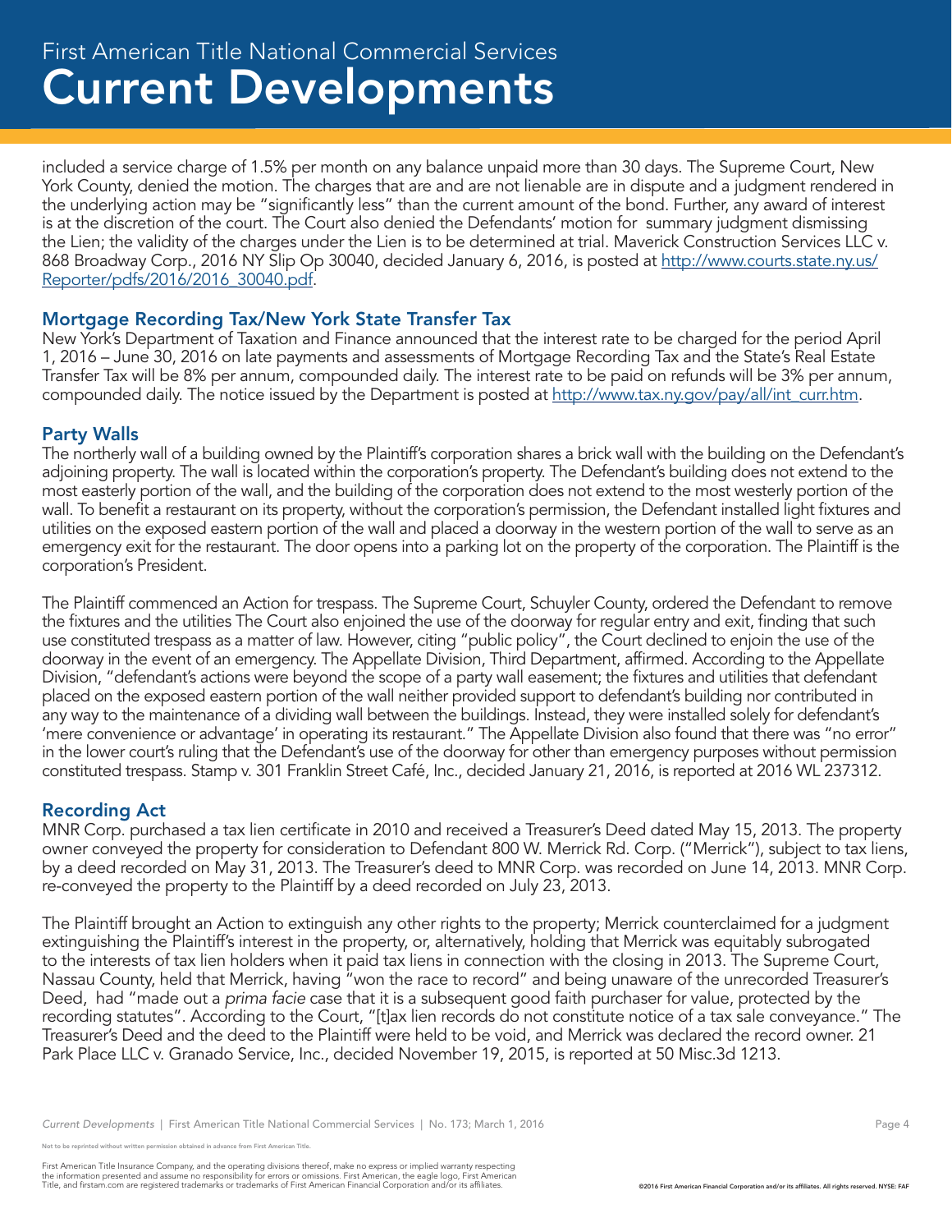included a service charge of 1.5% per month on any balance unpaid more than 30 days. The Supreme Court, New York County, denied the motion. The charges that are and are not lienable are in dispute and a judgment rendered in the underlying action may be "significantly less" than the current amount of the bond. Further, any award of interest is at the discretion of the court. The Court also denied the Defendants' motion for summary judgment dismissing the Lien; the validity of the charges under the Lien is to be determined at trial. Maverick Construction Services LLC v. 868 Broadway Corp., 2016 NY Slip Op 30040, decided January 6, 2016, is posted at [http://www.courts.state.ny.us/Reporter/pdfs/2016/2016_30040.pdf](http://www.courts.state.ny.us/Reporter/pdfs/2016/2016_30040.pdf).

## Mortgage Recording Tax/New York State Transfer Tax

New York's Department of Taxation and Finance announced that the interest rate to be charged for the period April 1, 2016 – June 30, 2016 on late payments and assessments of Mortgage Recording Tax and the State's Real Estate Transfer Tax will be 8% per annum, compounded daily. The interest rate to be paid on refunds will be 3% per annum, compounded daily. The notice issued by the Department is posted at [http://www.tax.ny.gov/pay/all/int_curr.htm](http://www.tax.ny.gov/pay/all/int_curr.htm).

## Party Walls

The northerly wall of a building owned by the Plaintiff's corporation shares a brick wall with the building on the Defendant's adjoining property. The wall is located within the corporation's property. The Defendant's building does not extend to the most easterly portion of the wall, and the building of the corporation does not extend to the most westerly portion of the wall. To benefit a restaurant on its property, without the corporation's permission, the Defendant installed light fixtures and utilities on the exposed eastern portion of the wall and placed a doorway in the western portion of the wall to serve as an emergency exit for the restaurant. The door opens into a parking lot on the property of the corporation. The Plaintiff is the corporation's President.

The Plaintiff commenced an Action for trespass. The Supreme Court, Schuyler County, ordered the Defendant to remove the fixtures and the utilities The Court also enjoined the use of the doorway for regular entry and exit, finding that such use constituted trespass as a matter of law. However, citing "public policy", the Court declined to enjoin the use of the doorway in the event of an emergency. The Appellate Division, Third Department, affirmed. According to the Appellate Division, "defendant's actions were beyond the scope of a party wall easement; the fixtures and utilities that defendant placed on the exposed eastern portion of the wall neither provided support to defendant's building nor contributed in any way to the maintenance of a dividing wall between the buildings. Instead, they were installed solely for defendant's 'mere convenience or advantage' in operating its restaurant." The Appellate Division also found that there was "no error" in the lower court's ruling that the Defendant's use of the doorway for other than emergency purposes without permission constituted trespass. Stamp v. 301 Franklin Street Café, Inc., decided January 21, 2016, is reported at 2016 WL 237312.

## Recording Act

MNR Corp. purchased a tax lien certificate in 2010 and received a Treasurer's Deed dated May 15, 2013. The property owner conveyed the property for consideration to Defendant 800 W. Merrick Rd. Corp. ("Merrick"), subject to tax liens, by a deed recorded on May 31, 2013. The Treasurer's deed to MNR Corp. was recorded on June 14, 2013. MNR Corp. re-conveyed the property to the Plaintiff by a deed recorded on July 23, 2013.

The Plaintiff brought an Action to extinguish any other rights to the property; Merrick counterclaimed for a judgment extinguishing the Plaintiff's interest in the property, or, alternatively, holding that Merrick was equitably subrogated to the interests of tax lien holders when it paid tax liens in connection with the closing in 2013. The Supreme Court, Nassau County, held that Merrick, having "won the race to record" and being unaware of the unrecorded Treasurer's Deed, had "made out a *prima facie* case that it is a subsequent good faith purchaser for value, protected by the recording statutes". According to the Court, "[t]ax lien records do not constitute notice of a tax sale conveyance." The Treasurer's Deed and the deed to the Plaintiff were held to be void, and Merrick was declared the record owner. 21 Park Place LLC v. Granado Service, Inc., decided November 19, 2015, is reported at 50 Misc.3d 1213.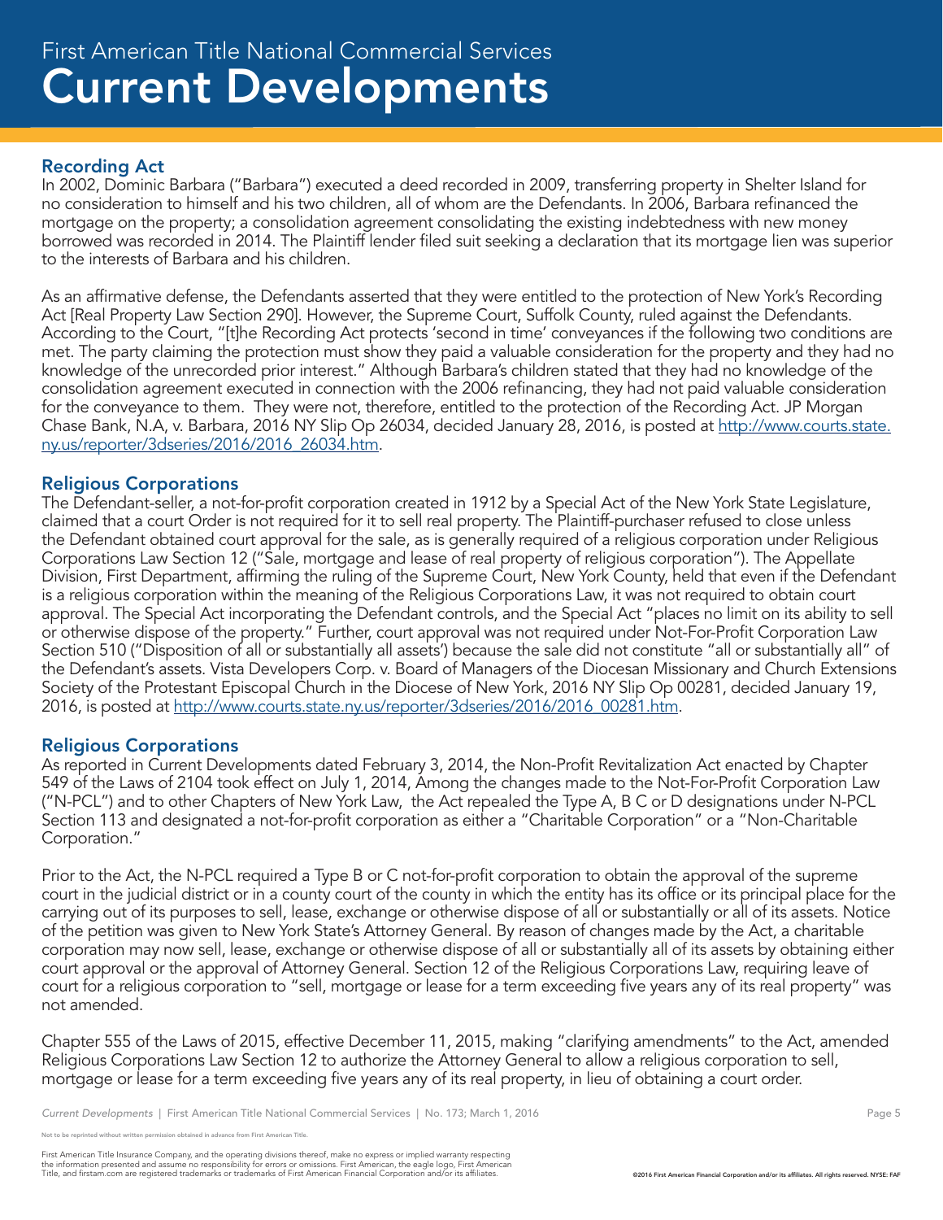## Recording Act

In 2002, Dominic Barbara ("Barbara") executed a deed recorded in 2009, transferring property in Shelter Island for no consideration to himself and his two children, all of whom are the Defendants. In 2006, Barbara refinanced the mortgage on the property; a consolidation agreement consolidating the existing indebtedness with new money borrowed was recorded in 2014. The Plaintiff lender filed suit seeking a declaration that its mortgage lien was superior to the interests of Barbara and his children.

As an affirmative defense, the Defendants asserted that they were entitled to the protection of New York's Recording Act [Real Property Law Section 290]. However, the Supreme Court, Suffolk County, ruled against the Defendants. According to the Court, "[t]he Recording Act protects 'second in time' conveyances if the following two conditions are met. The party claiming the protection must show they paid a valuable consideration for the property and they had no knowledge of the unrecorded prior interest." Although Barbara's children stated that they had no knowledge of the consolidation agreement executed in connection with the 2006 refinancing, they had not paid valuable consideration for the conveyance to them. They were not, therefore, entitled to the protection of the Recording Act. JP Morgan Chase Bank, N.A, v. Barbara, 2016 NY Slip Op 26034, decided January 28, 2016, is posted at [http://www.courts.state.ny.us/reporter/3dseries/2016/2016_26034.htm](http://www.courts.state.ny.us/reporter/3dseries/2016/2016_26034.htm).

## Religious Corporations

The Defendant-seller, a not-for-profit corporation created in 1912 by a Special Act of the New York State Legislature, claimed that a court Order is not required for it to sell real property. The Plaintiff-purchaser refused to close unless the Defendant obtained court approval for the sale, as is generally required of a religious corporation under Religious Corporations Law Section 12 ("Sale, mortgage and lease of real property of religious corporation"). The Appellate Division, First Department, affirming the ruling of the Supreme Court, New York County, held that even if the Defendant is a religious corporation within the meaning of the Religious Corporations Law, it was not required to obtain court approval. The Special Act incorporating the Defendant controls, and the Special Act "places no limit on its ability to sell or otherwise dispose of the property." Further, court approval was not required under Not-For-Profit Corporation Law Section 510 ("Disposition of all or substantially all assets') because the sale did not constitute "all or substantially all" of the Defendant's assets. Vista Developers Corp. v. Board of Managers of the Diocesan Missionary and Church Extensions Society of the Protestant Episcopal Church in the Diocese of New York, 2016 NY Slip Op 00281, decided January 19, 2016, is posted at [http://www.courts.state.ny.us/reporter/3dseries/2016/2016_00281.htm](http://www.courts.state.ny.us/reporter/3dseries/2016/2016_00281.htm).

## Religious Corporations

As reported in Current Developments dated February 3, 2014, the Non-Profit Revitalization Act enacted by Chapter 549 of the Laws of 2104 took effect on July 1, 2014, Among the changes made to the Not-For-Profit Corporation Law ("N-PCL") and to other Chapters of New York Law, the Act repealed the Type A, B C or D designations under N-PCL Section 113 and designated a not-for-profit corporation as either a "Charitable Corporation" or a "Non-Charitable Corporation."

Prior to the Act, the N-PCL required a Type B or C not-for-profit corporation to obtain the approval of the supreme court in the judicial district or in a county court of the county in which the entity has its office or its principal place for the carrying out of its purposes to sell, lease, exchange or otherwise dispose of all or substantially or all of its assets. Notice of the petition was given to New York State's Attorney General. By reason of changes made by the Act, a charitable corporation may now sell, lease, exchange or otherwise dispose of all or substantially all of its assets by obtaining either court approval or the approval of Attorney General. Section 12 of the Religious Corporations Law, requiring leave of court for a religious corporation to "sell, mortgage or lease for a term exceeding five years any of its real property" was not amended.

Chapter 555 of the Laws of 2015, effective December 11, 2015, making "clarifying amendments" to the Act, amended Religious Corporations Law Section 12 to authorize the Attorney General to allow a religious corporation to sell, mortgage or lease for a term exceeding five years any of its real property, in lieu of obtaining a court order.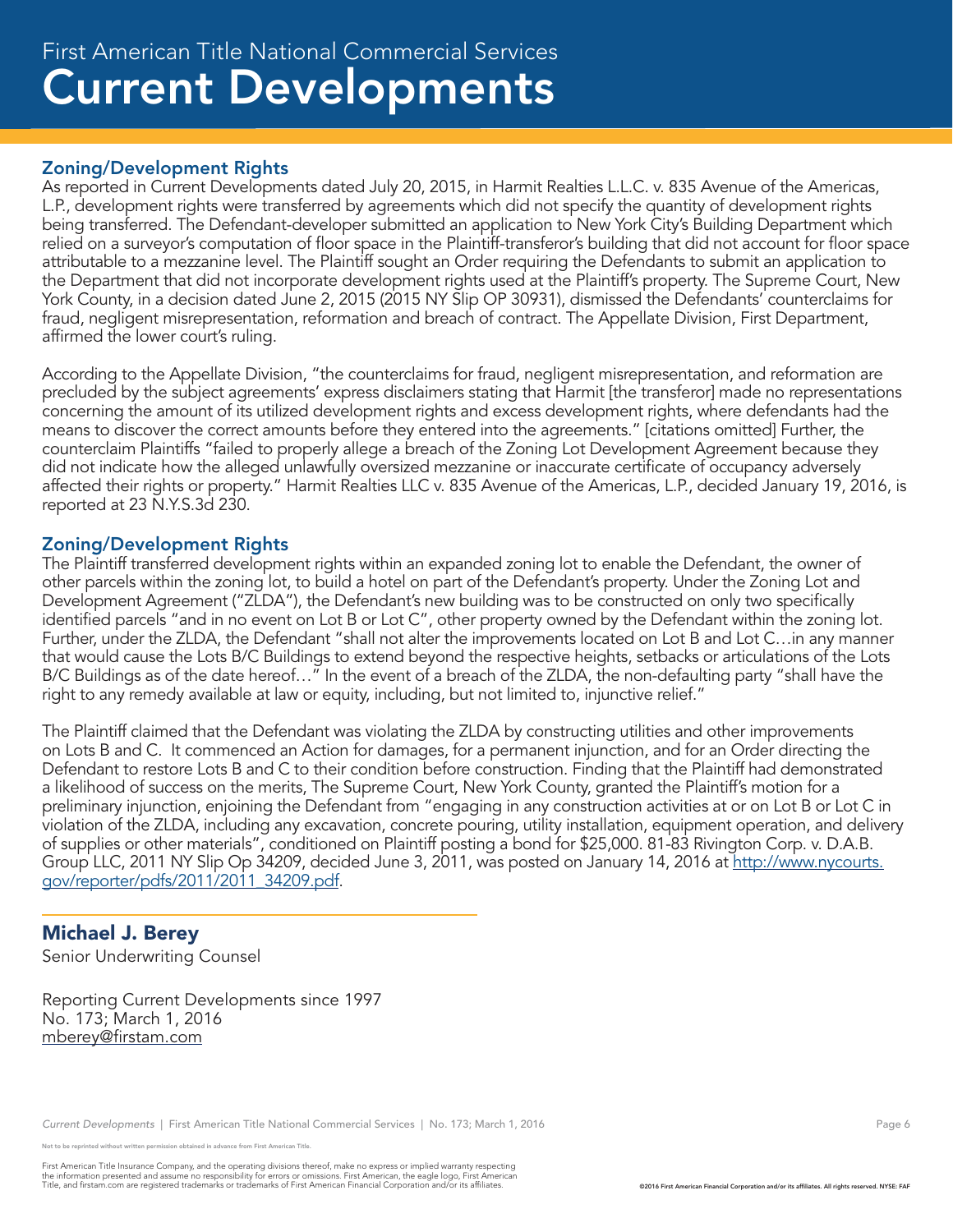## Zoning/Development Rights

As reported in Current Developments dated July 20, 2015, in Harmit Realties L.L.C. v. 835 Avenue of the Americas, L.P., development rights were transferred by agreements which did not specify the quantity of development rights being transferred. The Defendant-developer submitted an application to New York City's Building Department which relied on a surveyor's computation of floor space in the Plaintiff-transferor's building that did not account for floor space attributable to a mezzanine level. The Plaintiff sought an Order requiring the Defendants to submit an application to the Department that did not incorporate development rights used at the Plaintiff's property. The Supreme Court, New York County, in a decision dated June 2, 2015 (2015 NY Slip OP 30931), dismissed the Defendants' counterclaims for fraud, negligent misrepresentation, reformation and breach of contract. The Appellate Division, First Department, affirmed the lower court's ruling.

According to the Appellate Division, "the counterclaims for fraud, negligent misrepresentation, and reformation are precluded by the subject agreements' express disclaimers stating that Harmit [the transferor] made no representations concerning the amount of its utilized development rights and excess development rights, where defendants had the means to discover the correct amounts before they entered into the agreements." [citations omitted] Further, the counterclaim Plaintiffs "failed to properly allege a breach of the Zoning Lot Development Agreement because they did not indicate how the alleged unlawfully oversized mezzanine or inaccurate certificate of occupancy adversely affected their rights or property." Harmit Realties LLC v. 835 Avenue of the Americas, L.P., decided January 19, 2016, is reported at 23 N.Y.S.3d 230.

## Zoning/Development Rights

The Plaintiff transferred development rights within an expanded zoning lot to enable the Defendant, the owner of other parcels within the zoning lot, to build a hotel on part of the Defendant's property. Under the Zoning Lot and Development Agreement ("ZLDA"), the Defendant's new building was to be constructed on only two specifically identified parcels "and in no event on Lot B or Lot C", other property owned by the Defendant within the zoning lot. Further, under the ZLDA, the Defendant "shall not alter the improvements located on Lot B and Lot C…in any manner that would cause the Lots B/C Buildings to extend beyond the respective heights, setbacks or articulations of the Lots B/C Buildings as of the date hereof…" In the event of a breach of the ZLDA, the non-defaulting party "shall have the right to any remedy available at law or equity, including, but not limited to, injunctive relief."

The Plaintiff claimed that the Defendant was violating the ZLDA by constructing utilities and other improvements on Lots B and C. It commenced an Action for damages, for a permanent injunction, and for an Order directing the Defendant to restore Lots B and C to their condition before construction. Finding that the Plaintiff had demonstrated a likelihood of success on the merits, The Supreme Court, New York County, granted the Plaintiff's motion for a preliminary injunction, enjoining the Defendant from "engaging in any construction activities at or on Lot B or Lot C in violation of the ZLDA, including any excavation, concrete pouring, utility installation, equipment operation, and delivery of supplies or other materials", conditioned on Plaintiff posting a bond for $25,000. 81-83 Rivington Corp. v. D.A.B. Group LLC, 2011 NY Slip Op 34209, decided June 3, 2011, was posted on January 14, 2016 at http://www.nycourts.gov/reporter/pdfs/2011/2011_34209.pdf.

---

**Michael J. Berey**
Senior Underwriting Counsel

Reporting Current Developments since 1997
No. 173; March 1, 2016
mberey@firstam.com

Not to be reprinted without written permission obtained in advance from First American Title.

First American Title Insurance Company, and the operating divisions thereof, make no express or implied warranty respecting the information presented and assume no responsibility for errors or omissions. First American, the eagle logo, First American Title, and firstam.com are registered trademarks or trademarks of First American Financial Corporation and/or its affiliates.

©2016 First American Financial Corporation and/or its affiliates. All rights reserved. NYSE: FAF